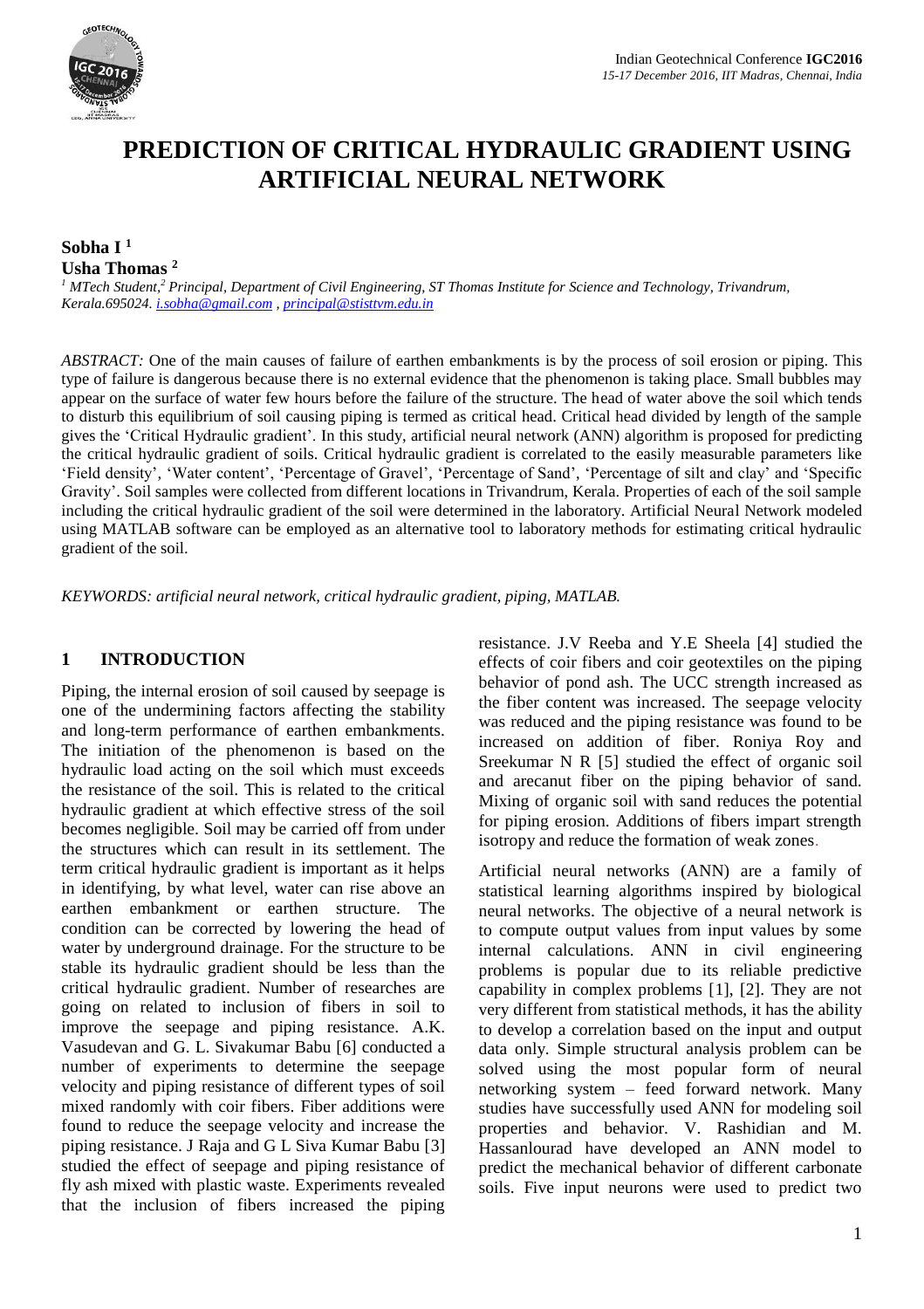# PREDICTION OF CRITICAL HYDRAULIC GRADIENT USING ARTIFICIAL NEURAL NETWORK

**Sobha I** [1]
**Usha Thomas** [2]

*[1] MTech Student,[2] Principal, Department of Civil Engineering, ST Thomas Institute for Science and Technology, Trivandrum, Kerala.695024. i.sobha@gmail.com , principal@stisttvm.edu.in*

*ABSTRACT:* One of the main causes of failure of earthen embankments is by the process of soil erosion or piping. This type of failure is dangerous because there is no external evidence that the phenomenon is taking place. Small bubbles may appear on the surface of water few hours before the failure of the structure. The head of water above the soil which tends to disturb this equilibrium of soil causing piping is termed as critical head. Critical head divided by length of the sample gives the 'Critical Hydraulic gradient'. In this study, artificial neural network (ANN) algorithm is proposed for predicting the critical hydraulic gradient of soils. Critical hydraulic gradient is correlated to the easily measurable parameters like 'Field density', 'Water content', 'Percentage of Gravel', 'Percentage of Sand', 'Percentage of silt and clay' and 'Specific Gravity'. Soil samples were collected from different locations in Trivandrum, Kerala. Properties of each of the soil sample including the critical hydraulic gradient of the soil were determined in the laboratory. Artificial Neural Network modeled using MATLAB software can be employed as an alternative tool to laboratory methods for estimating critical hydraulic gradient of the soil.

*KEYWORDS: artificial neural network, critical hydraulic gradient, piping, MATLAB.*

## 1 INTRODUCTION

Piping, the internal erosion of soil caused by seepage is one of the undermining factors affecting the stability and long-term performance of earthen embankments. The initiation of the phenomenon is based on the hydraulic load acting on the soil which must exceeds the resistance of the soil. This is related to the critical hydraulic gradient at which effective stress of the soil becomes negligible. Soil may be carried off from under the structures which can result in its settlement. The term critical hydraulic gradient is important as it helps in identifying, by what level, water can rise above an earthen embankment or earthen structure. The condition can be corrected by lowering the head of water by underground drainage. For the structure to be stable its hydraulic gradient should be less than the critical hydraulic gradient. Number of researches are going on related to inclusion of fibers in soil to improve the seepage and piping resistance. A.K. Vasudevan and G. L. Sivakumar Babu [6] conducted a number of experiments to determine the seepage velocity and piping resistance of different types of soil mixed randomly with coir fibers. Fiber additions were found to reduce the seepage velocity and increase the piping resistance. J Raja and G L Siva Kumar Babu [3] studied the effect of seepage and piping resistance of fly ash mixed with plastic waste. Experiments revealed that the inclusion of fibers increased the piping resistance. J.V Reeba and Y.E Sheela [4] studied the effects of coir fibers and coir geotextiles on the piping behavior of pond ash. The UCC strength increased as the fiber content was increased. The seepage velocity was reduced and the piping resistance was found to be increased on addition of fiber. Roniya Roy and Sreekumar N R [5] studied the effect of organic soil and arecanut fiber on the piping behavior of sand. Mixing of organic soil with sand reduces the potential for piping erosion. Additions of fibers impart strength isotropy and reduce the formation of weak zones.

Artificial neural networks (ANN) are a family of statistical learning algorithms inspired by biological neural networks. The objective of a neural network is to compute output values from input values by some internal calculations. ANN in civil engineering problems is popular due to its reliable predictive capability in complex problems [1], [2]. They are not very different from statistical methods, it has the ability to develop a correlation based on the input and output data only. Simple structural analysis problem can be solved using the most popular form of neural networking system – feed forward network. Many studies have successfully used ANN for modeling soil properties and behavior. V. Rashidian and M. Hassanlourad have developed an ANN model to predict the mechanical behavior of different carbonate soils. Five input neurons were used to predict two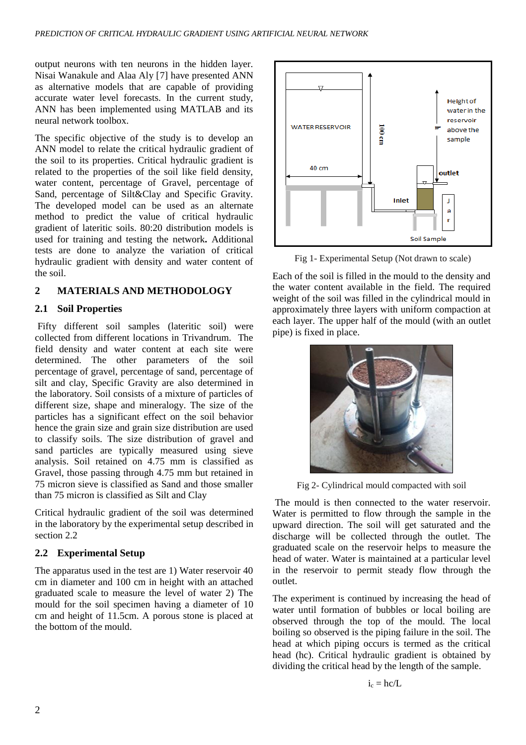output neurons with ten neurons in the hidden layer. Nisai Wanakule and Alaa Aly [7] have presented ANN as alternative models that are capable of providing accurate water level forecasts. In the current study, ANN has been implemented using MATLAB and its neural network toolbox.

The specific objective of the study is to develop an ANN model to relate the critical hydraulic gradient of the soil to its properties. Critical hydraulic gradient is related to the properties of the soil like field density, water content, percentage of Gravel, percentage of Sand, percentage of Silt&Clay and Specific Gravity. The developed model can be used as an alternate method to predict the value of critical hydraulic gradient of lateritic soils. 80:20 distribution models is used for training and testing the network**.** Additional tests are done to analyze the variation of critical hydraulic gradient with density and water content of the soil.

## 2 MATERIALS AND METHODOLOGY

### 2.1 Soil Properties

Fifty different soil samples (lateritic soil) were collected from different locations in Trivandrum. The field density and water content at each site were determined. The other parameters of the soil percentage of gravel, percentage of sand, percentage of silt and clay, Specific Gravity are also determined in the laboratory. Soil consists of a mixture of particles of different size, shape and mineralogy. The size of the particles has a significant effect on the soil behavior hence the grain size and grain size distribution are used to classify soils. The size distribution of gravel and sand particles are typically measured using sieve analysis. Soil retained on 4.75 mm is classified as Gravel, those passing through 4.75 mm but retained in 75 micron sieve is classified as Sand and those smaller than 75 micron is classified as Silt and Clay

Critical hydraulic gradient of the soil was determined in the laboratory by the experimental setup described in section 2.2

### 2.2 Experimental Setup

The apparatus used in the test are 1) Water reservoir 40 cm in diameter and 100 cm in height with an attached graduated scale to measure the level of water 2) The mould for the soil specimen having a diameter of 10 cm and height of 11.5cm. A porous stone is placed at the bottom of the mould.

Fig 1- Experimental Setup (Not drawn to scale)

Each of the soil is filled in the mould to the density and the water content available in the field. The required weight of the soil was filled in the cylindrical mould in approximately three layers with uniform compaction at each layer. The upper half of the mould (with an outlet pipe) is fixed in place.

Fig 2- Cylindrical mould compacted with soil

The mould is then connected to the water reservoir. Water is permitted to flow through the sample in the upward direction. The soil will get saturated and the discharge will be collected through the outlet. The graduated scale on the reservoir helps to measure the head of water. Water is maintained at a particular level in the reservoir to permit steady flow through the outlet.

The experiment is continued by increasing the head of water until formation of bubbles or local boiling are observed through the top of the mould. The local boiling so observed is the piping failure in the soil. The head at which piping occurs is termed as the critical head (hc). Critical hydraulic gradient is obtained by dividing the critical head by the length of the sample.

$$i_c = hc/L$$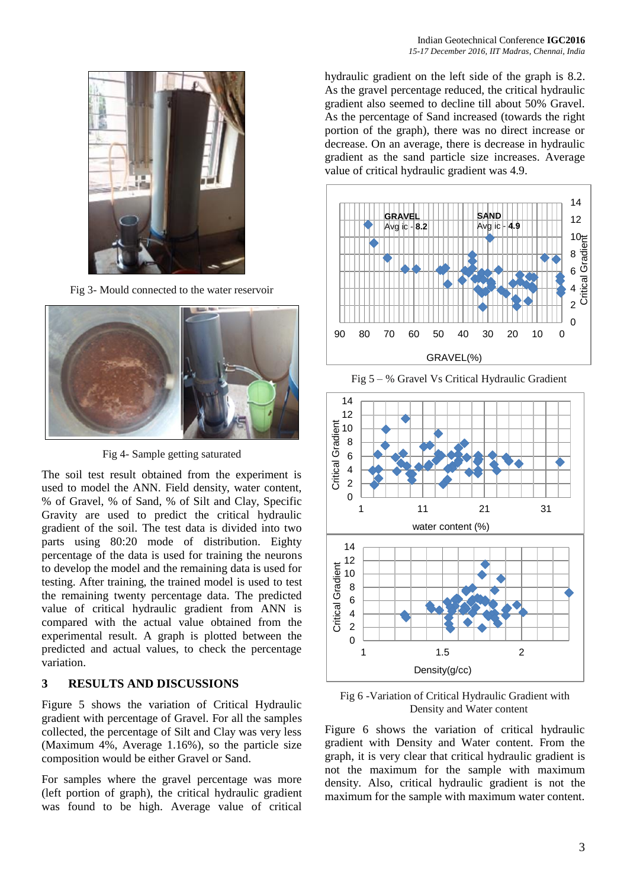Fig 3- Mould connected to the water reservoir

Fig 4- Sample getting saturated

The soil test result obtained from the experiment is used to model the ANN. Field density, water content, % of Gravel, % of Sand, % of Silt and Clay, Specific Gravity are used to predict the critical hydraulic gradient of the soil. The test data is divided into two parts using 80:20 mode of distribution. Eighty percentage of the data is used for training the neurons to develop the model and the remaining data is used for testing. After training, the trained model is used to test the remaining twenty percentage data. The predicted value of critical hydraulic gradient from ANN is compared with the actual value obtained from the experimental result. A graph is plotted between the predicted and actual values, to check the percentage variation.

## 3 RESULTS AND DISCUSSIONS

Figure 5 shows the variation of Critical Hydraulic gradient with percentage of Gravel. For all the samples collected, the percentage of Silt and Clay was very less (Maximum 4%, Average 1.16%), so the particle size composition would be either Gravel or Sand.

For samples where the gravel percentage was more (left portion of graph), the critical hydraulic gradient was found to be high. Average value of critical hydraulic gradient on the left side of the graph is 8.2. As the gravel percentage reduced, the critical hydraulic gradient also seemed to decline till about 50% Gravel. As the percentage of Sand increased (towards the right portion of the graph), there was no direct increase or decrease. On an average, there is decrease in hydraulic gradient as the sand particle size increases. Average value of critical hydraulic gradient was 4.9.

Fig 5 – % Gravel Vs Critical Hydraulic Gradient

Fig 6 -Variation of Critical Hydraulic Gradient with Density and Water content

Figure 6 shows the variation of critical hydraulic gradient with Density and Water content. From the graph, it is very clear that critical hydraulic gradient is not the maximum for the sample with maximum density. Also, critical hydraulic gradient is not the maximum for the sample with maximum water content.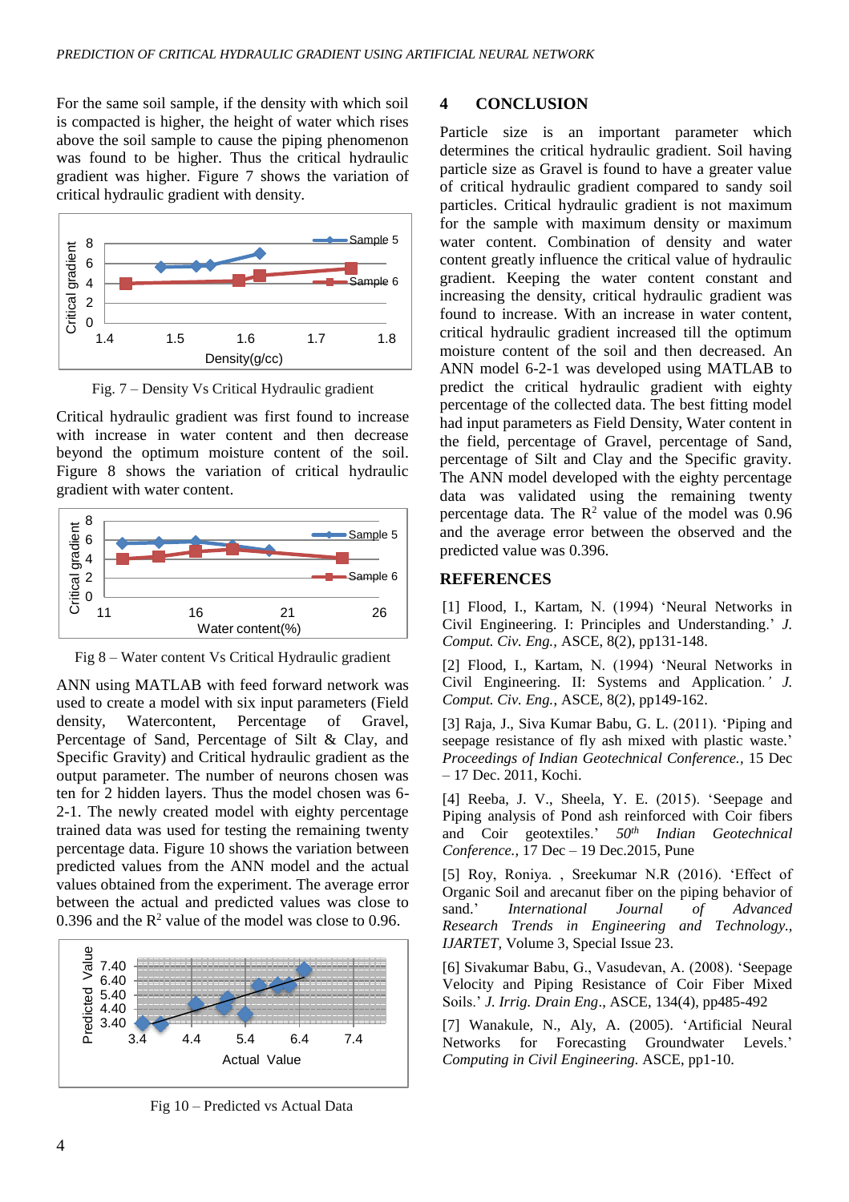For the same soil sample, if the density with which soil is compacted is higher, the height of water which rises above the soil sample to cause the piping phenomenon was found to be higher. Thus the critical hydraulic gradient was higher. Figure 7 shows the variation of critical hydraulic gradient with density.

Critical gradient
8
6
4
2
0
1.4
1.5
1.6
1.7
1.8
Density(g/cc)
Sample 5
Sample 6

Fig. 7 – Density Vs Critical Hydraulic gradient

Critical hydraulic gradient was first found to increase with increase in water content and then decrease beyond the optimum moisture content of the soil. Figure 8 shows the variation of critical hydraulic gradient with water content.

Critical gradient
8
6
4
2
0
11
16
21
26
Water content(%)
Sample 5
Sample 6

Fig 8 – Water content Vs Critical Hydraulic gradient

ANN using MATLAB with feed forward network was used to create a model with six input parameters (Field density, Watercontent, Percentage of Gravel, Percentage of Sand, Percentage of Silt & Clay, and Specific Gravity) and Critical hydraulic gradient as the output parameter. The number of neurons chosen was ten for 2 hidden layers. Thus the model chosen was 6-2-1. The newly created model with eighty percentage trained data was used for testing the remaining twenty percentage data. Figure 10 shows the variation between predicted values from the ANN model and the actual values obtained from the experiment. The average error between the actual and predicted values was close to 0.396 and the $R^2$ value of the model was close to 0.96.

Predicted Value
7.40
6.40
5.40
4.40
3.40
3.4
4.4
5.4
6.4
7.4
Actual Value

Fig 10 – Predicted vs Actual Data

## 4 CONCLUSION

Particle size is an important parameter which determines the critical hydraulic gradient. Soil having particle size as Gravel is found to have a greater value of critical hydraulic gradient compared to sandy soil particles. Critical hydraulic gradient is not maximum for the sample with maximum density or maximum water content. Combination of density and water content greatly influence the critical value of hydraulic gradient. Keeping the water content constant and increasing the density, critical hydraulic gradient was found to increase. With an increase in water content, critical hydraulic gradient increased till the optimum moisture content of the soil and then decreased. An ANN model 6-2-1 was developed using MATLAB to predict the critical hydraulic gradient with eighty percentage of the collected data. The best fitting model had input parameters as Field Density, Water content in the field, percentage of Gravel, percentage of Sand, percentage of Silt and Clay and the Specific gravity. The ANN model developed with the eighty percentage data was validated using the remaining twenty percentage data. The $R^2$ value of the model was 0.96 and the average error between the observed and the predicted value was 0.396.

## REFERENCES

[1] Flood, I., Kartam, N. (1994) 'Neural Networks in Civil Engineering. I: Principles and Understanding.' *J. Comput. Civ. Eng.,* ASCE, 8(2), pp131-148.

[2] Flood, I., Kartam, N. (1994) 'Neural Networks in Civil Engineering. II: Systems and Application.' *J. Comput. Civ. Eng.,* ASCE, 8(2), pp149-162.

[3] Raja, J., Siva Kumar Babu, G. L. (2011). 'Piping and seepage resistance of fly ash mixed with plastic waste.' *Proceedings of Indian Geotechnical Conference.,* 15 Dec – 17 Dec. 2011, Kochi.

[4] Reeba, J. V., Sheela, Y. E. (2015). 'Seepage and Piping analysis of Pond ash reinforced with Coir fibers and Coir geotextiles.' *50th Indian Geotechnical Conference.,* 17 Dec – 19 Dec.2015, Pune

[5] Roy, Roniya. , Sreekumar N.R (2016). 'Effect of Organic Soil and arecanut fiber on the piping behavior of sand.' *International Journal of Advanced Research Trends in Engineering and Technology., IJARTET,* Volume 3, Special Issue 23.

[6] Sivakumar Babu, G., Vasudevan, A. (2008). 'Seepage Velocity and Piping Resistance of Coir Fiber Mixed Soils.' *J. Irrig. Drain Eng*., ASCE, 134(4), pp485-492

[7] Wanakule, N., Aly, A. (2005). 'Artificial Neural Networks for Forecasting Groundwater Levels.' *Computing in Civil Engineering.* ASCE, pp1-10.